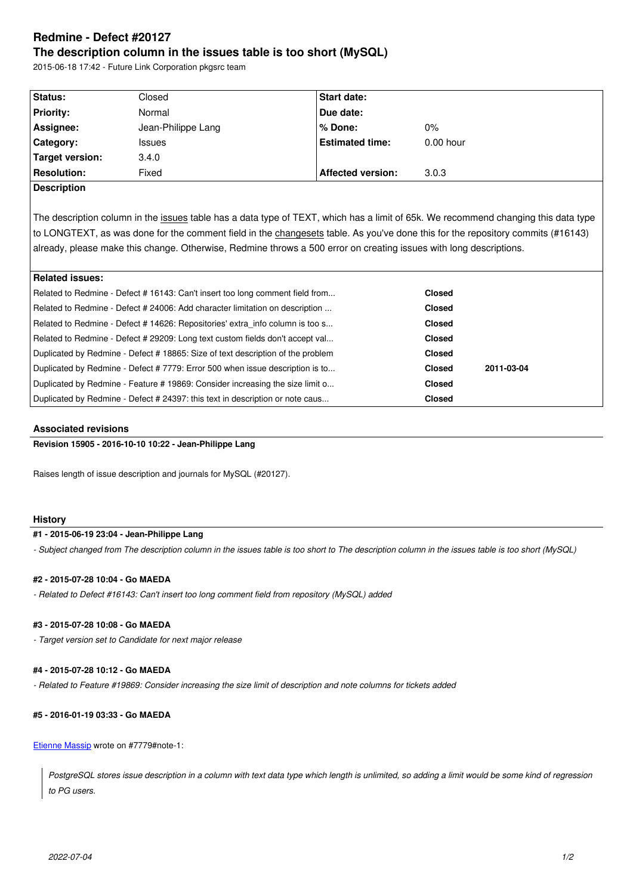# Redmine - Defect #20127

## The description column in the issues table is too short (MySQL)

2015-06-18 17:42 - Future Link Corporation pkgsrc team

| Status: | Closed | Start date: | |
|---|---|---|---|
| Priority: | Normal | Due date: | |
| Assignee: | Jean-Philippe Lang | % Done: | 0% |
| Category: | Issues | Estimated time: | 0.00 hour |
| Target version: | 3.4.0 | | |
| Resolution: | Fixed | Affected version: | 3.0.3 |

**Description**

The description column in the issues table has a data type of TEXT, which has a limit of 65k. We recommend changing this data type to LONGTEXT, as was done for the comment field in the changesets table. As you've done this for the repository commits (#16143) already, please make this change. Otherwise, Redmine throws a 500 error on creating issues with long descriptions.

**Related issues:**

| | | |
|---|---|---|
| Related to Redmine - Defect # 16143: Can't insert too long comment field from... | Closed | |
| Related to Redmine - Defect # 24006: Add character limitation on description ... | Closed | |
| Related to Redmine - Defect # 14626: Repositories' extra_info column is too s... | Closed | |
| Related to Redmine - Defect # 29209: Long text custom fields don't accept val... | Closed | |
| Duplicated by Redmine - Defect # 18865: Size of text description of the problem | Closed | |
| Duplicated by Redmine - Defect # 7779: Error 500 when issue description is to... | Closed | 2011-03-04 |
| Duplicated by Redmine - Feature # 19869: Consider increasing the size limit o... | Closed | |
| Duplicated by Redmine - Defect # 24397: this text in description or note caus... | Closed | |

### Associated revisions

**Revision 15905 - 2016-10-10 10:22 - Jean-Philippe Lang**

Raises length of issue description and journals for MySQL (#20127).

### History

**#1 - 2015-06-19 23:04 - Jean-Philippe Lang**

*- Subject changed from The description column in the issues table is too short to The description column in the issues table is too short (MySQL)*

**#2 - 2015-07-28 10:04 - Go MAEDA**

*- Related to Defect #16143: Can't insert too long comment field from repository (MySQL) added*

**#3 - 2015-07-28 10:08 - Go MAEDA**

*- Target version set to Candidate for next major release*

**#4 - 2015-07-28 10:12 - Go MAEDA**

*- Related to Feature #19869: Consider increasing the size limit of description and note columns for tickets added*

**#5 - 2016-01-19 03:33 - Go MAEDA**

Etienne Massip wrote on #7779#note-1:

> *PostgreSQL stores issue description in a column with text data type which length is unlimited, so adding a limit would be some kind of regression to PG users.*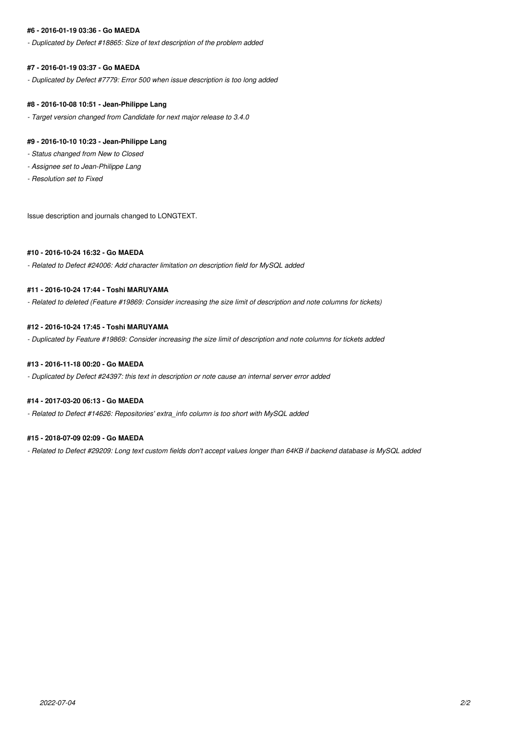#### #6 - 2016-01-19 03:36 - Go MAEDA

*- Duplicated by Defect #18865: Size of text description of the problem added*

#### #7 - 2016-01-19 03:37 - Go MAEDA

*- Duplicated by Defect #7779: Error 500 when issue description is too long added*

#### #8 - 2016-10-08 10:51 - Jean-Philippe Lang

*- Target version changed from Candidate for next major release to 3.4.0*

#### #9 - 2016-10-10 10:23 - Jean-Philippe Lang

*- Status changed from New to Closed*

*- Assignee set to Jean-Philippe Lang*

*- Resolution set to Fixed*

Issue description and journals changed to LONGTEXT.

#### #10 - 2016-10-24 16:32 - Go MAEDA

*- Related to Defect #24006: Add character limitation on description field for MySQL added*

#### #11 - 2016-10-24 17:44 - Toshi MARUYAMA

*- Related to deleted (Feature #19869: Consider increasing the size limit of description and note columns for tickets)*

#### #12 - 2016-10-24 17:45 - Toshi MARUYAMA

*- Duplicated by Feature #19869: Consider increasing the size limit of description and note columns for tickets added*

#### #13 - 2016-11-18 00:20 - Go MAEDA

*- Duplicated by Defect #24397: this text in description or note cause an internal server error added*

#### #14 - 2017-03-20 06:13 - Go MAEDA

*- Related to Defect #14626: Repositories' extra_info column is too short with MySQL added*

#### #15 - 2018-07-09 02:09 - Go MAEDA

*- Related to Defect #29209: Long text custom fields don't accept values longer than 64KB if backend database is MySQL added*